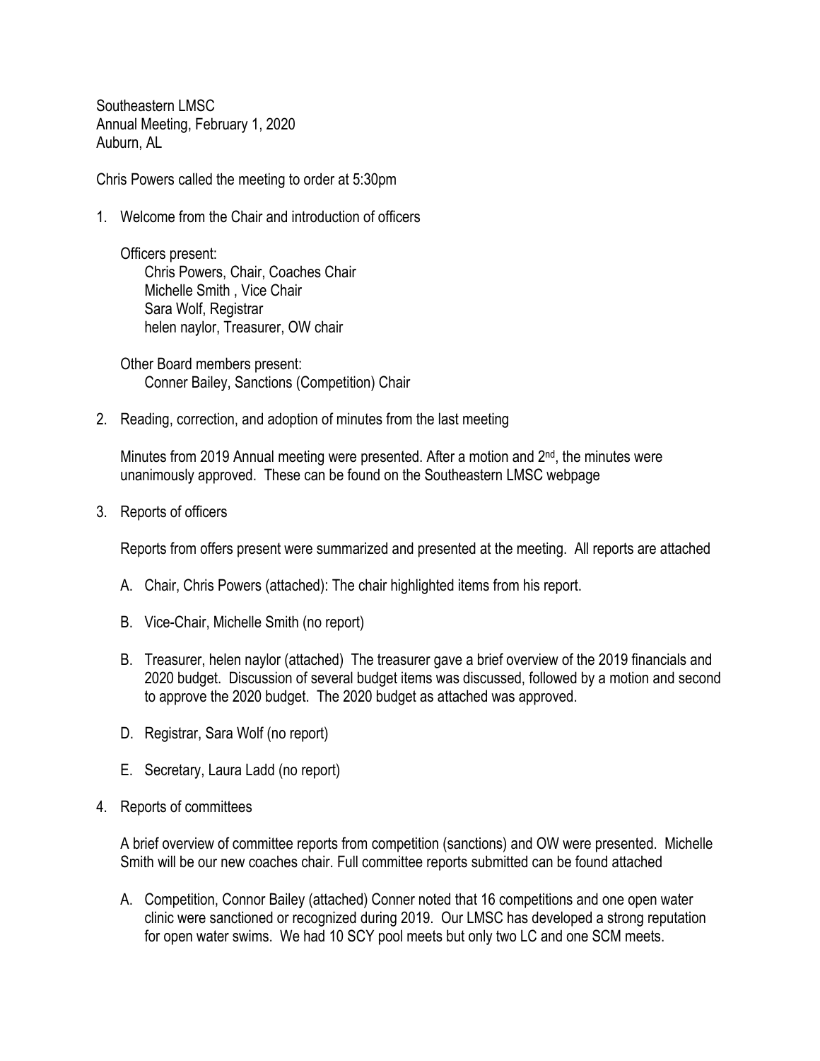Southeastern LMSC
Annual Meeting, February 1, 2020
Auburn, AL

Chris Powers called the meeting to order at 5:30pm

1. Welcome from the Chair and introduction of officers

   Officers present:
   - Chris Powers, Chair, Coaches Chair
   - Michelle Smith , Vice Chair
   - Sara Wolf, Registrar
   - helen naylor, Treasurer, OW chair

   Other Board members present:
   - Conner Bailey, Sanctions (Competition) Chair

2. Reading, correction, and adoption of minutes from the last meeting

   Minutes from 2019 Annual meeting were presented. After a motion and 2nd, the minutes were unanimously approved. These can be found on the Southeastern LMSC webpage

3. Reports of officers

   Reports from offers present were summarized and presented at the meeting. All reports are attached

   A. Chair, Chris Powers (attached): The chair highlighted items from his report.

   B. Vice-Chair, Michelle Smith (no report)

   B. Treasurer, helen naylor (attached) The treasurer gave a brief overview of the 2019 financials and 2020 budget. Discussion of several budget items was discussed, followed by a motion and second to approve the 2020 budget. The 2020 budget as attached was approved.

   D. Registrar, Sara Wolf (no report)

   E. Secretary, Laura Ladd (no report)

4. Reports of committees

   A brief overview of committee reports from competition (sanctions) and OW were presented. Michelle Smith will be our new coaches chair. Full committee reports submitted can be found attached

   A. Competition, Connor Bailey (attached) Conner noted that 16 competitions and one open water clinic were sanctioned or recognized during 2019. Our LMSC has developed a strong reputation for open water swims. We had 10 SCY pool meets but only two LC and one SCM meets.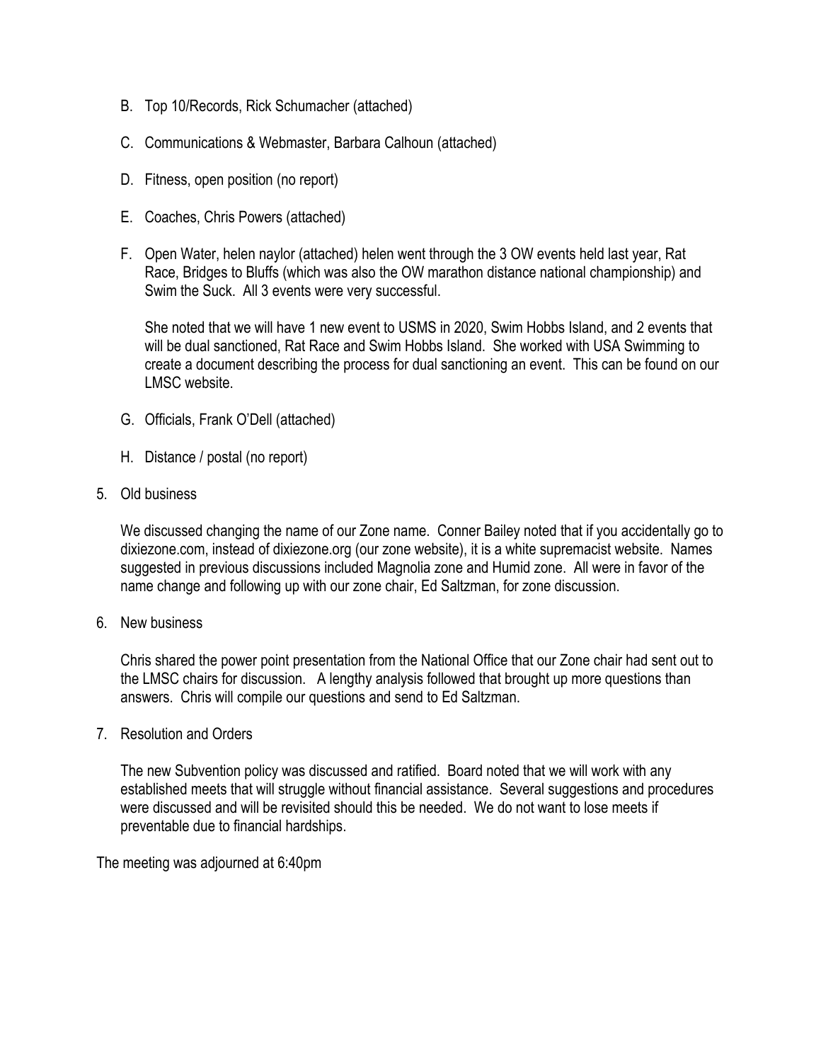B. Top 10/Records, Rick Schumacher (attached)

C. Communications & Webmaster, Barbara Calhoun (attached)

D. Fitness, open position (no report)

E. Coaches, Chris Powers (attached)

F. Open Water, helen naylor (attached) helen went through the 3 OW events held last year, Rat Race, Bridges to Bluffs (which was also the OW marathon distance national championship) and Swim the Suck. All 3 events were very successful.

   She noted that we will have 1 new event to USMS in 2020, Swim Hobbs Island, and 2 events that will be dual sanctioned, Rat Race and Swim Hobbs Island. She worked with USA Swimming to create a document describing the process for dual sanctioning an event. This can be found on our LMSC website.

G. Officials, Frank O'Dell (attached)

H. Distance / postal (no report)

5. Old business

   We discussed changing the name of our Zone name. Conner Bailey noted that if you accidentally go to dixiezone.com, instead of dixiezone.org (our zone website), it is a white supremacist website. Names suggested in previous discussions included Magnolia zone and Humid zone. All were in favor of the name change and following up with our zone chair, Ed Saltzman, for zone discussion.

6. New business

   Chris shared the power point presentation from the National Office that our Zone chair had sent out to the LMSC chairs for discussion. A lengthy analysis followed that brought up more questions than answers. Chris will compile our questions and send to Ed Saltzman.

7. Resolution and Orders

   The new Subvention policy was discussed and ratified. Board noted that we will work with any established meets that will struggle without financial assistance. Several suggestions and procedures were discussed and will be revisited should this be needed. We do not want to lose meets if preventable due to financial hardships.

The meeting was adjourned at 6:40pm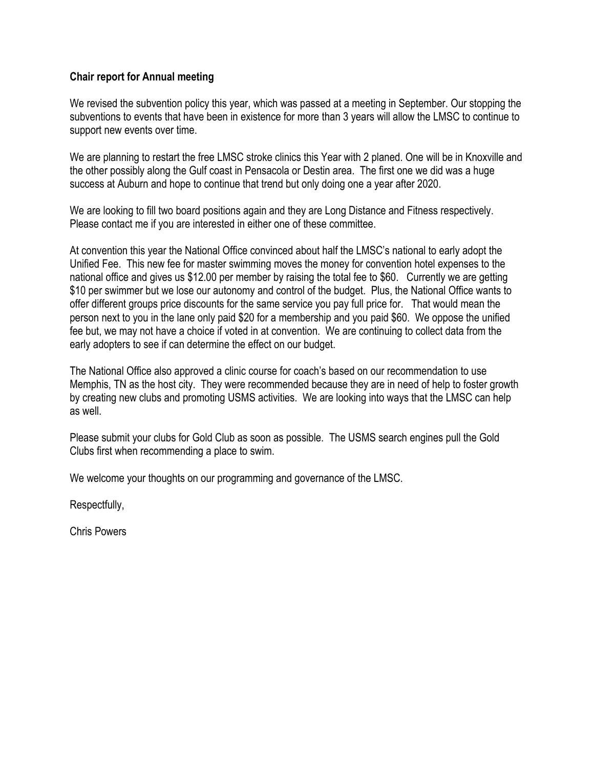**Chair report for Annual meeting**

We revised the subvention policy this year, which was passed at a meeting in September. Our stopping the subventions to events that have been in existence for more than 3 years will allow the LMSC to continue to support new events over time.

We are planning to restart the free LMSC stroke clinics this Year with 2 planed. One will be in Knoxville and the other possibly along the Gulf coast in Pensacola or Destin area. The first one we did was a huge success at Auburn and hope to continue that trend but only doing one a year after 2020.

We are looking to fill two board positions again and they are Long Distance and Fitness respectively. Please contact me if you are interested in either one of these committee.

At convention this year the National Office convinced about half the LMSC's national to early adopt the Unified Fee. This new fee for master swimming moves the money for convention hotel expenses to the national office and gives us $12.00 per member by raising the total fee to $60. Currently we are getting $10 per swimmer but we lose our autonomy and control of the budget. Plus, the National Office wants to offer different groups price discounts for the same service you pay full price for. That would mean the person next to you in the lane only paid $20 for a membership and you paid $60. We oppose the unified fee but, we may not have a choice if voted in at convention. We are continuing to collect data from the early adopters to see if can determine the effect on our budget.

The National Office also approved a clinic course for coach's based on our recommendation to use Memphis, TN as the host city. They were recommended because they are in need of help to foster growth by creating new clubs and promoting USMS activities. We are looking into ways that the LMSC can help as well.

Please submit your clubs for Gold Club as soon as possible. The USMS search engines pull the Gold Clubs first when recommending a place to swim.

We welcome your thoughts on our programming and governance of the LMSC.

Respectfully,

Chris Powers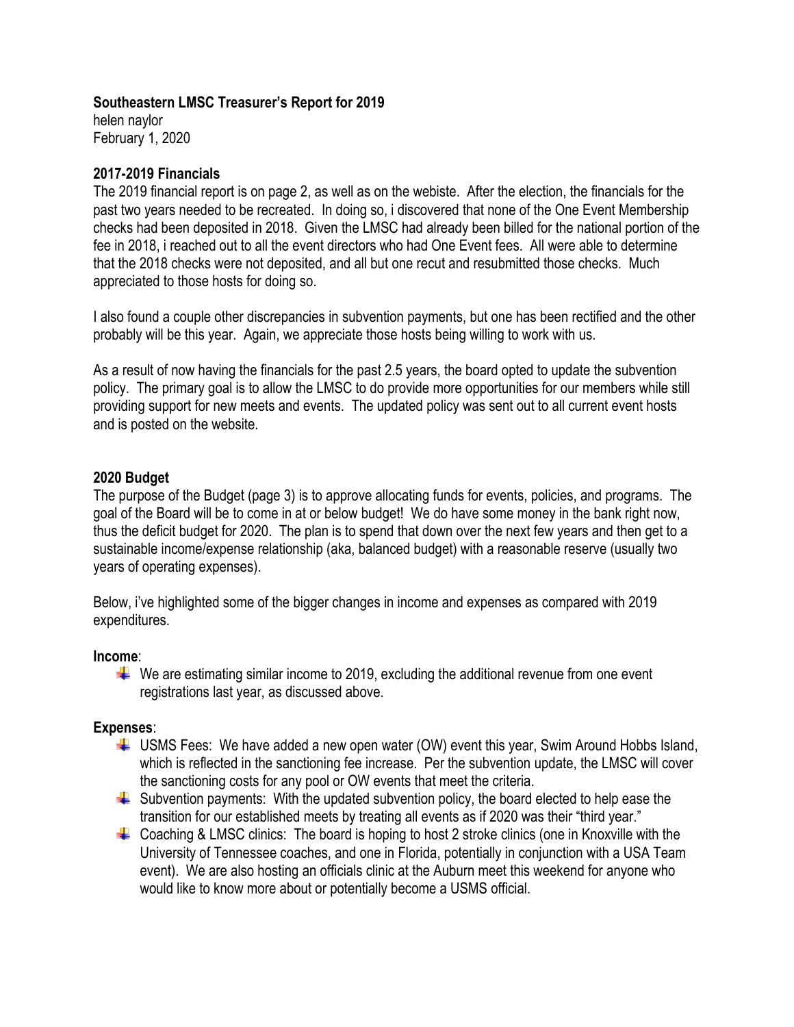**Southeastern LMSC Treasurer's Report for 2019**
helen naylor
February 1, 2020

**2017-2019 Financials**
The 2019 financial report is on page 2, as well as on the webiste. After the election, the financials for the past two years needed to be recreated. In doing so, i discovered that none of the One Event Membership checks had been deposited in 2018. Given the LMSC had already been billed for the national portion of the fee in 2018, i reached out to all the event directors who had One Event fees. All were able to determine that the 2018 checks were not deposited, and all but one recut and resubmitted those checks. Much appreciated to those hosts for doing so.

I also found a couple other discrepancies in subvention payments, but one has been rectified and the other probably will be this year. Again, we appreciate those hosts being willing to work with us.

As a result of now having the financials for the past 2.5 years, the board opted to update the subvention policy. The primary goal is to allow the LMSC to do provide more opportunities for our members while still providing support for new meets and events. The updated policy was sent out to all current event hosts and is posted on the website.

**2020 Budget**
The purpose of the Budget (page 3) is to approve allocating funds for events, policies, and programs. The goal of the Board will be to come in at or below budget! We do have some money in the bank right now, thus the deficit budget for 2020. The plan is to spend that down over the next few years and then get to a sustainable income/expense relationship (aka, balanced budget) with a reasonable reserve (usually two years of operating expenses).

Below, i've highlighted some of the bigger changes in income and expenses as compared with 2019 expenditures.

**Income**:

- We are estimating similar income to 2019, excluding the additional revenue from one event registrations last year, as discussed above.

**Expenses**:

- USMS Fees: We have added a new open water (OW) event this year, Swim Around Hobbs Island, which is reflected in the sanctioning fee increase. Per the subvention update, the LMSC will cover the sanctioning costs for any pool or OW events that meet the criteria.
- Subvention payments: With the updated subvention policy, the board elected to help ease the transition for our established meets by treating all events as if 2020 was their "third year."
- Coaching & LMSC clinics: The board is hoping to host 2 stroke clinics (one in Knoxville with the University of Tennessee coaches, and one in Florida, potentially in conjunction with a USA Team event). We are also hosting an officials clinic at the Auburn meet this weekend for anyone who would like to know more about or potentially become a USMS official.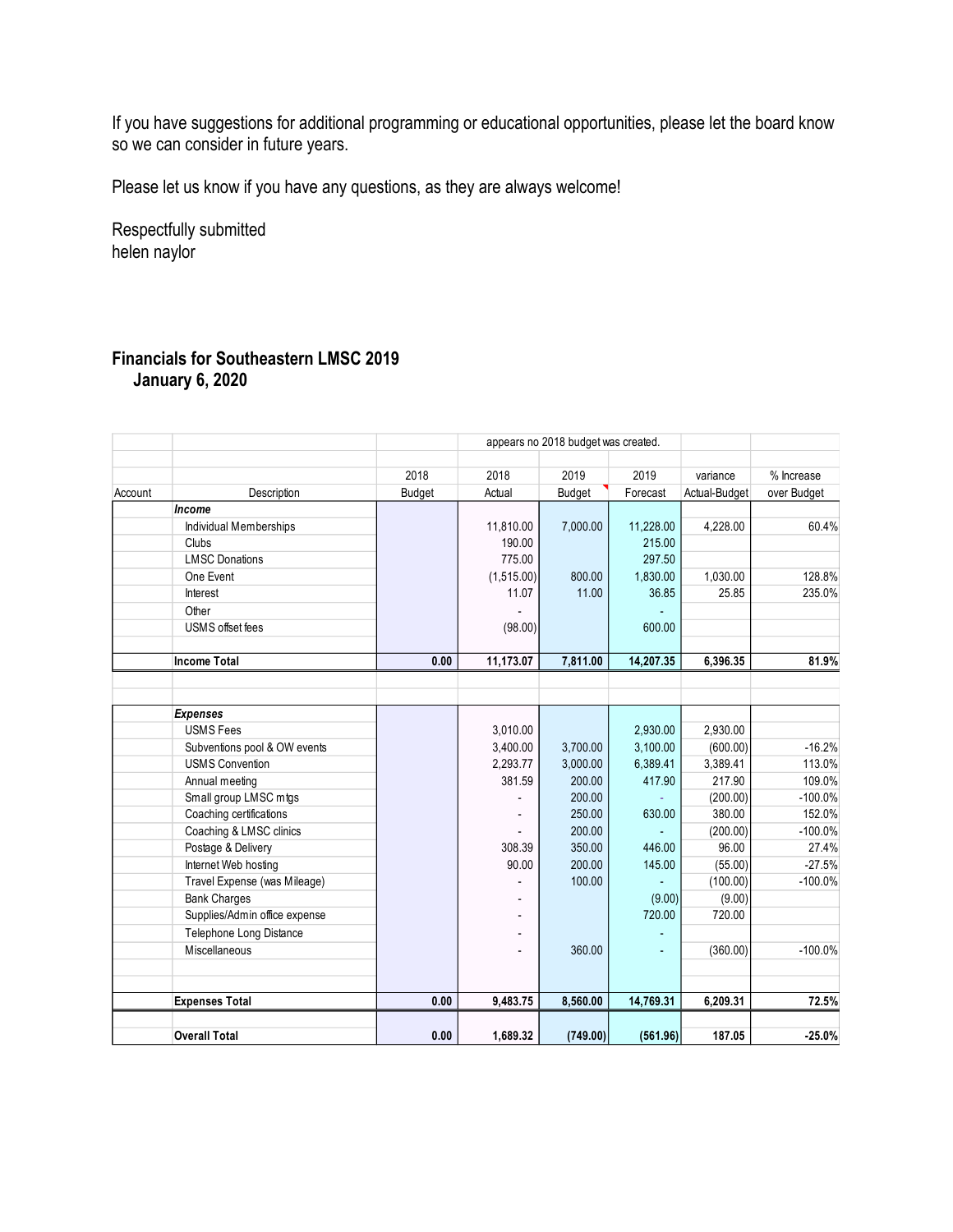If you have suggestions for additional programming or educational opportunities, please let the board know so we can consider in future years.

Please let us know if you have any questions, as they are always welcome!

Respectfully submitted
helen naylor

## Financials for Southeastern LMSC 2019
### January 6, 2020

| | | | appears no 2018 budget was created. | | | | |
|---|---|---|---|---|---|---|---|
| | | 2018 | 2018 | 2019 | 2019 | variance | % Increase |
| Account | Description | Budget | Actual | Budget | Forecast | Actual-Budget | over Budget |
| | ***Income*** | | | | | | |
| | Individual Memberships | | 11,810.00 | 7,000.00 | 11,228.00 | 4,228.00 | 60.4% |
| | Clubs | | 190.00 | | 215.00 | | |
| | LMSC Donations | | 775.00 | | 297.50 | | |
| | One Event | | (1,515.00) | 800.00 | 1,830.00 | 1,030.00 | 128.8% |
| | Interest | | 11.07 | 11.00 | 36.85 | 25.85 | 235.0% |
| | Other | | - | | - | | |
| | USMS offset fees | | (98.00) | | 600.00 | | |
| | **Income Total** | **0.00** | **11,173.07** | **7,811.00** | **14,207.35** | **6,396.35** | **81.9%** |
| | | | | | | | |
| | ***Expenses*** | | | | | | |
| | USMS Fees | | 3,010.00 | | 2,930.00 | 2,930.00 | |
| | Subventions pool & OW events | | 3,400.00 | 3,700.00 | 3,100.00 | (600.00) | -16.2% |
| | USMS Convention | | 2,293.77 | 3,000.00 | 6,389.41 | 3,389.41 | 113.0% |
| | Annual meeting | | 381.59 | 200.00 | 417.90 | 217.90 | 109.0% |
| | Small group LMSC mtgs | | - | 200.00 | - | (200.00) | -100.0% |
| | Coaching certifications | | - | 250.00 | 630.00 | 380.00 | 152.0% |
| | Coaching & LMSC clinics | | - | 200.00 | - | (200.00) | -100.0% |
| | Postage & Delivery | | 308.39 | 350.00 | 446.00 | 96.00 | 27.4% |
| | Internet Web hosting | | 90.00 | 200.00 | 145.00 | (55.00) | -27.5% |
| | Travel Expense (was Mileage) | | - | 100.00 | - | (100.00) | -100.0% |
| | Bank Charges | | - | | (9.00) | (9.00) | |
| | Supplies/Admin office expense | | - | | 720.00 | 720.00 | |
| | Telephone Long Distance | | - | | - | | |
| | Miscellaneous | | - | 360.00 | - | (360.00) | -100.0% |
| | **Expenses Total** | **0.00** | **9,483.75** | **8,560.00** | **14,769.31** | **6,209.31** | **72.5%** |
| | **Overall Total** | **0.00** | **1,689.32** | **(749.00)** | **(561.96)** | **187.05** | **-25.0%** |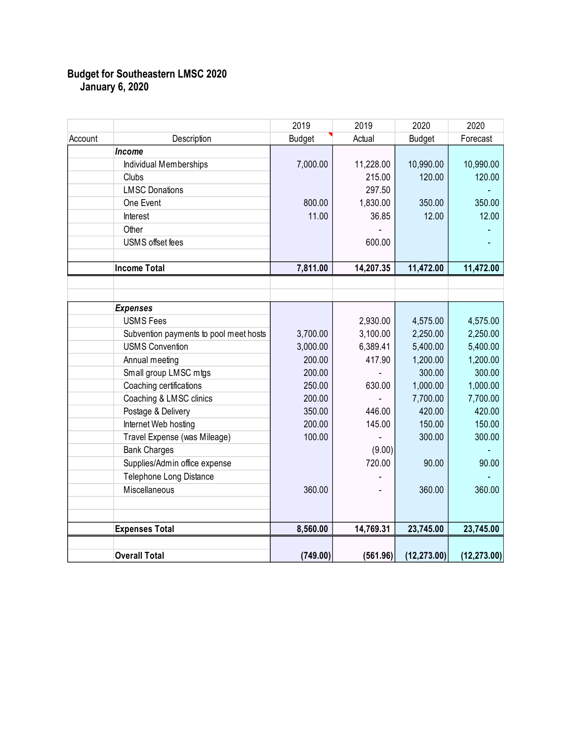# Budget for Southeastern LMSC 2020

## January 6, 2020

| Account | Description | 2019 Budget | 2019 Actual | 2020 Budget | 2020 Forecast |
|---|---|---|---|---|---|
| | ***Income*** | | | | |
| | Individual Memberships | 7,000.00 | 11,228.00 | 10,990.00 | 10,990.00 |
| | Clubs | | 215.00 | 120.00 | 120.00 |
| | LMSC Donations | | 297.50 | | - |
| | One Event | 800.00 | 1,830.00 | 350.00 | 350.00 |
| | Interest | 11.00 | 36.85 | 12.00 | 12.00 |
| | Other | | - | | - |
| | USMS offset fees | | 600.00 | | - |
| | **Income Total** | **7,811.00** | **14,207.35** | **11,472.00** | **11,472.00** |
| | ***Expenses*** | | | | |
| | USMS Fees | | 2,930.00 | 4,575.00 | 4,575.00 |
| | Subvention payments to pool meet hosts | 3,700.00 | 3,100.00 | 2,250.00 | 2,250.00 |
| | USMS Convention | 3,000.00 | 6,389.41 | 5,400.00 | 5,400.00 |
| | Annual meeting | 200.00 | 417.90 | 1,200.00 | 1,200.00 |
| | Small group LMSC mtgs | 200.00 | - | 300.00 | 300.00 |
| | Coaching certifications | 250.00 | 630.00 | 1,000.00 | 1,000.00 |
| | Coaching & LMSC clinics | 200.00 | - | 7,700.00 | 7,700.00 |
| | Postage & Delivery | 350.00 | 446.00 | 420.00 | 420.00 |
| | Internet Web hosting | 200.00 | 145.00 | 150.00 | 150.00 |
| | Travel Expense (was Mileage) | 100.00 | - | 300.00 | 300.00 |
| | Bank Charges | | (9.00) | | - |
| | Supplies/Admin office expense | | 720.00 | 90.00 | 90.00 |
| | Telephone Long Distance | | - | | - |
| | Miscellaneous | 360.00 | - | 360.00 | 360.00 |
| | **Expenses Total** | **8,560.00** | **14,769.31** | **23,745.00** | **23,745.00** |
| | **Overall Total** | **(749.00)** | **(561.96)** | **(12,273.00)** | **(12,273.00)** |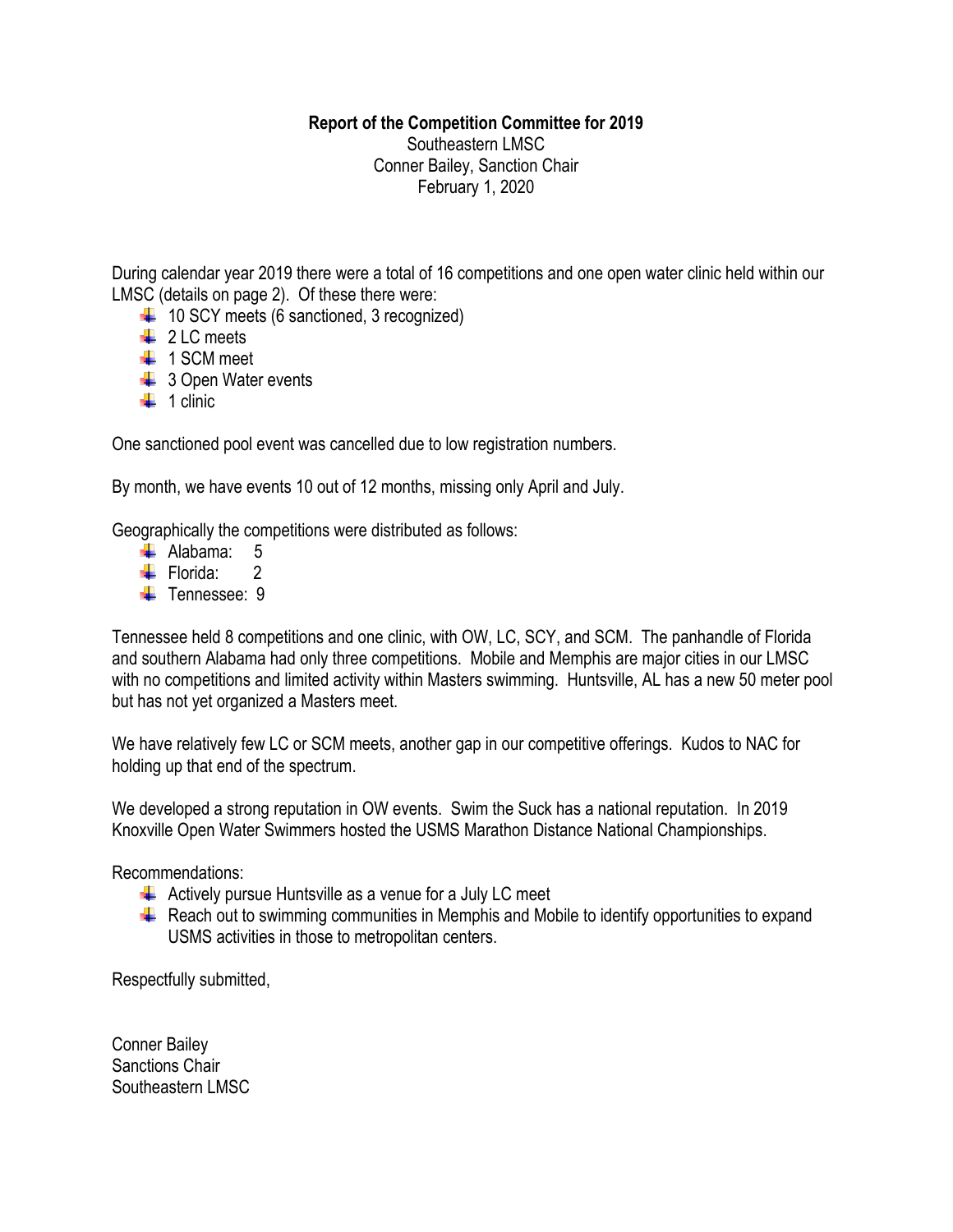**Report of the Competition Committee for 2019**

Southeastern LMSC
Conner Bailey, Sanction Chair
February 1, 2020

During calendar year 2019 there were a total of 16 competitions and one open water clinic held within our LMSC (details on page 2). Of these there were:

- 10 SCY meets (6 sanctioned, 3 recognized)
- 2 LC meets
- 1 SCM meet
- 3 Open Water events
- 1 clinic

One sanctioned pool event was cancelled due to low registration numbers.

By month, we have events 10 out of 12 months, missing only April and July.

Geographically the competitions were distributed as follows:

- Alabama: 5
- Florida: 2
- Tennessee: 9

Tennessee held 8 competitions and one clinic, with OW, LC, SCY, and SCM. The panhandle of Florida and southern Alabama had only three competitions. Mobile and Memphis are major cities in our LMSC with no competitions and limited activity within Masters swimming. Huntsville, AL has a new 50 meter pool but has not yet organized a Masters meet.

We have relatively few LC or SCM meets, another gap in our competitive offerings. Kudos to NAC for holding up that end of the spectrum.

We developed a strong reputation in OW events. Swim the Suck has a national reputation. In 2019 Knoxville Open Water Swimmers hosted the USMS Marathon Distance National Championships.

Recommendations:

- Actively pursue Huntsville as a venue for a July LC meet
- Reach out to swimming communities in Memphis and Mobile to identify opportunities to expand USMS activities in those to metropolitan centers.

Respectfully submitted,

Conner Bailey
Sanctions Chair
Southeastern LMSC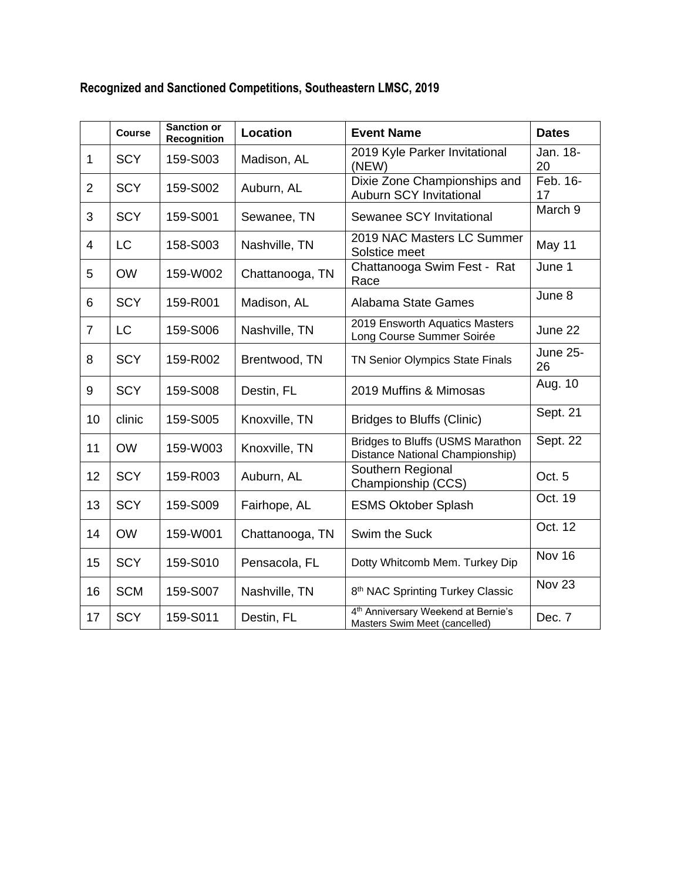**Recognized and Sanctioned Competitions, Southeastern LMSC, 2019**

| | Course | Sanction or Recognition | Location | Event Name | Dates |
|---|---|---|---|---|---|
| 1 | SCY | 159-S003 | Madison, AL | 2019 Kyle Parker Invitational (NEW) | Jan. 18-20 |
| 2 | SCY | 159-S002 | Auburn, AL | Dixie Zone Championships and Auburn SCY Invitational | Feb. 16-17 |
| 3 | SCY | 159-S001 | Sewanee, TN | Sewanee SCY Invitational | March 9 |
| 4 | LC | 158-S003 | Nashville, TN | 2019 NAC Masters LC Summer Solstice meet | May 11 |
| 5 | OW | 159-W002 | Chattanooga, TN | Chattanooga Swim Fest - Rat Race | June 1 |
| 6 | SCY | 159-R001 | Madison, AL | Alabama State Games | June 8 |
| 7 | LC | 159-S006 | Nashville, TN | 2019 Ensworth Aquatics Masters Long Course Summer Soirée | June 22 |
| 8 | SCY | 159-R002 | Brentwood, TN | TN Senior Olympics State Finals | June 25-26 |
| 9 | SCY | 159-S008 | Destin, FL | 2019 Muffins & Mimosas | Aug. 10 |
| 10 | clinic | 159-S005 | Knoxville, TN | Bridges to Bluffs (Clinic) | Sept. 21 |
| 11 | OW | 159-W003 | Knoxville, TN | Bridges to Bluffs (USMS Marathon Distance National Championship) | Sept. 22 |
| 12 | SCY | 159-R003 | Auburn, AL | Southern Regional Championship (CCS) | Oct. 5 |
| 13 | SCY | 159-S009 | Fairhope, AL | ESMS Oktober Splash | Oct. 19 |
| 14 | OW | 159-W001 | Chattanooga, TN | Swim the Suck | Oct. 12 |
| 15 | SCY | 159-S010 | Pensacola, FL | Dotty Whitcomb Mem. Turkey Dip | Nov 16 |
| 16 | SCM | 159-S007 | Nashville, TN | 8th NAC Sprinting Turkey Classic | Nov 23 |
| 17 | SCY | 159-S011 | Destin, FL | 4th Anniversary Weekend at Bernie's Masters Swim Meet (cancelled) | Dec. 7 |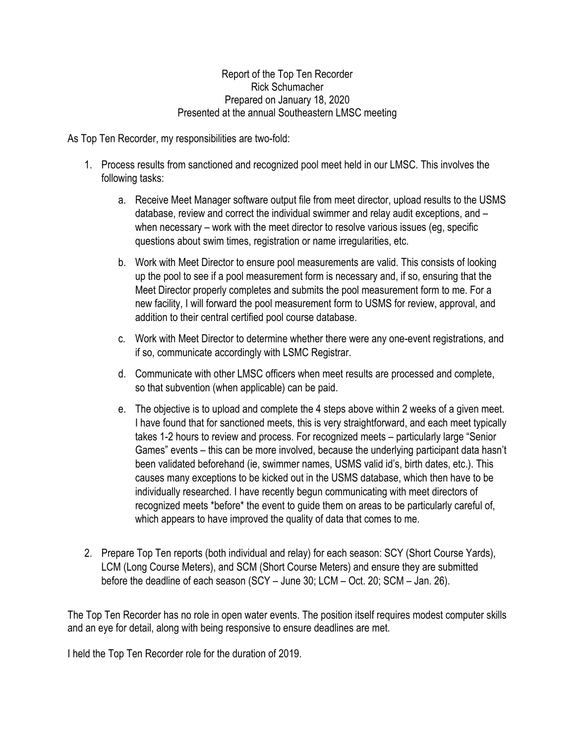Report of the Top Ten Recorder
Rick Schumacher
Prepared on January 18, 2020
Presented at the annual Southeastern LMSC meeting

As Top Ten Recorder, my responsibilities are two-fold:

1. Process results from sanctioned and recognized pool meet held in our LMSC. This involves the following tasks:

    a. Receive Meet Manager software output file from meet director, upload results to the USMS database, review and correct the individual swimmer and relay audit exceptions, and – when necessary – work with the meet director to resolve various issues (eg, specific questions about swim times, registration or name irregularities, etc.

    b. Work with Meet Director to ensure pool measurements are valid. This consists of looking up the pool to see if a pool measurement form is necessary and, if so, ensuring that the Meet Director properly completes and submits the pool measurement form to me. For a new facility, I will forward the pool measurement form to USMS for review, approval, and addition to their central certified pool course database.

    c. Work with Meet Director to determine whether there were any one-event registrations, and if so, communicate accordingly with LSMC Registrar.

    d. Communicate with other LMSC officers when meet results are processed and complete, so that subvention (when applicable) can be paid.

    e. The objective is to upload and complete the 4 steps above within 2 weeks of a given meet. I have found that for sanctioned meets, this is very straightforward, and each meet typically takes 1-2 hours to review and process. For recognized meets – particularly large "Senior Games" events – this can be more involved, because the underlying participant data hasn't been validated beforehand (ie, swimmer names, USMS valid id's, birth dates, etc.). This causes many exceptions to be kicked out in the USMS database, which then have to be individually researched. I have recently begun communicating with meet directors of recognized meets *before* the event to guide them on areas to be particularly careful of, which appears to have improved the quality of data that comes to me.

2. Prepare Top Ten reports (both individual and relay) for each season: SCY (Short Course Yards), LCM (Long Course Meters), and SCM (Short Course Meters) and ensure they are submitted before the deadline of each season (SCY – June 30; LCM – Oct. 20; SCM – Jan. 26).

The Top Ten Recorder has no role in open water events. The position itself requires modest computer skills and an eye for detail, along with being responsive to ensure deadlines are met.

I held the Top Ten Recorder role for the duration of 2019.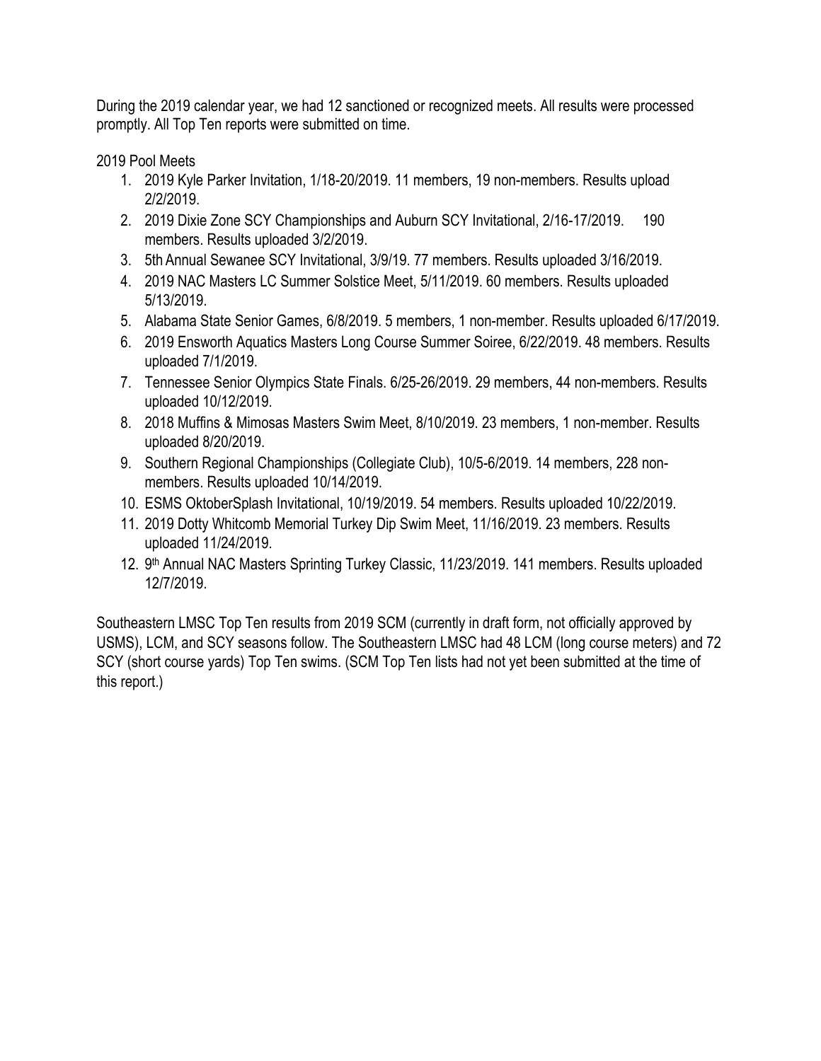During the 2019 calendar year, we had 12 sanctioned or recognized meets. All results were processed promptly. All Top Ten reports were submitted on time.

2019 Pool Meets

1. 2019 Kyle Parker Invitation, 1/18-20/2019. 11 members, 19 non-members. Results upload 2/2/2019.
2. 2019 Dixie Zone SCY Championships and Auburn SCY Invitational, 2/16-17/2019. 190 members. Results uploaded 3/2/2019.
3. 5th Annual Sewanee SCY Invitational, 3/9/19. 77 members. Results uploaded 3/16/2019.
4. 2019 NAC Masters LC Summer Solstice Meet, 5/11/2019. 60 members. Results uploaded 5/13/2019.
5. Alabama State Senior Games, 6/8/2019. 5 members, 1 non-member. Results uploaded 6/17/2019.
6. 2019 Ensworth Aquatics Masters Long Course Summer Soiree, 6/22/2019. 48 members. Results uploaded 7/1/2019.
7. Tennessee Senior Olympics State Finals. 6/25-26/2019. 29 members, 44 non-members. Results uploaded 10/12/2019.
8. 2018 Muffins & Mimosas Masters Swim Meet, 8/10/2019. 23 members, 1 non-member. Results uploaded 8/20/2019.
9. Southern Regional Championships (Collegiate Club), 10/5-6/2019. 14 members, 228 non-members. Results uploaded 10/14/2019.
10. ESMS OktoberSplash Invitational, 10/19/2019. 54 members. Results uploaded 10/22/2019.
11. 2019 Dotty Whitcomb Memorial Turkey Dip Swim Meet, 11/16/2019. 23 members. Results uploaded 11/24/2019.
12. 9th Annual NAC Masters Sprinting Turkey Classic, 11/23/2019. 141 members. Results uploaded 12/7/2019.

Southeastern LMSC Top Ten results from 2019 SCM (currently in draft form, not officially approved by USMS), LCM, and SCY seasons follow. The Southeastern LMSC had 48 LCM (long course meters) and 72 SCY (short course yards) Top Ten swims. (SCM Top Ten lists had not yet been submitted at the time of this report.)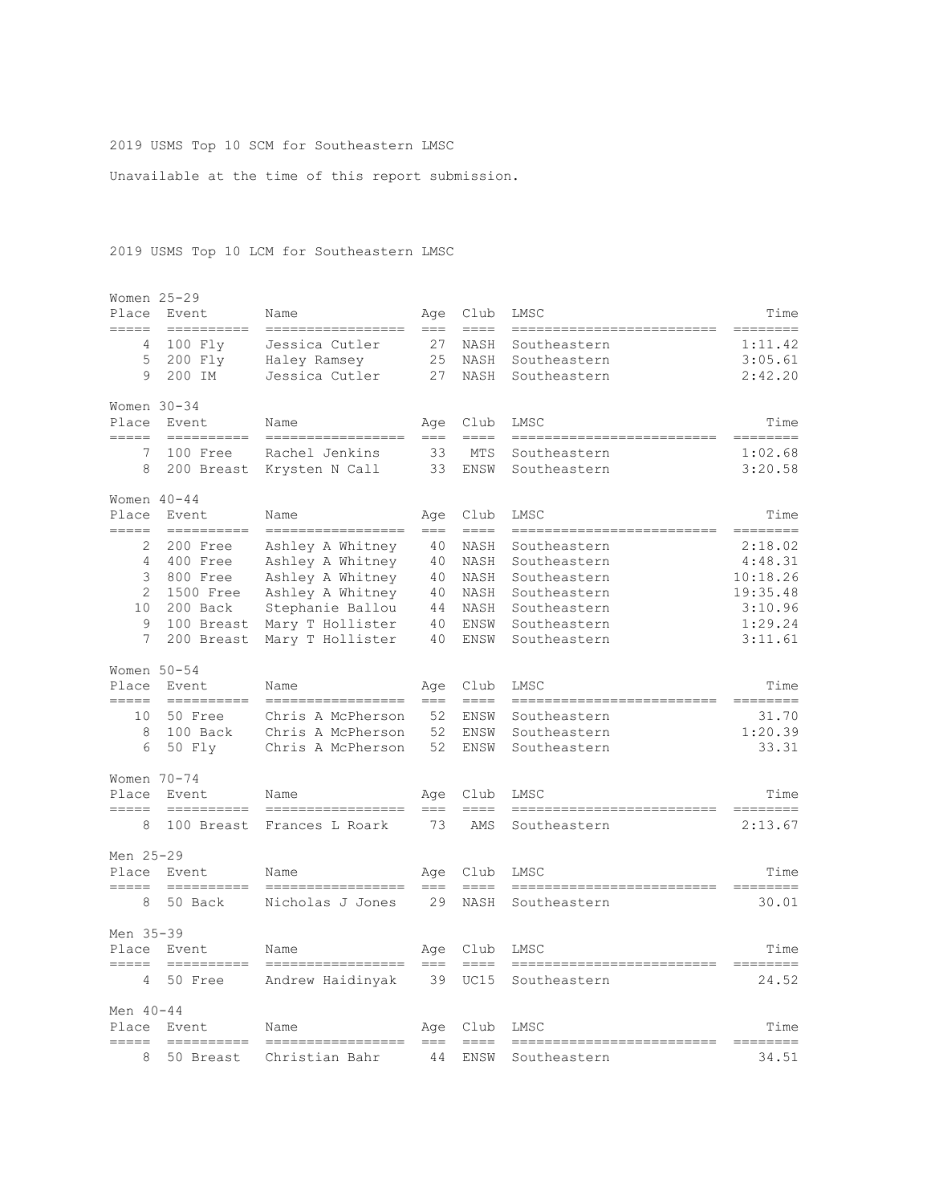## 2019 USMS Top 10 SCM for Southeastern LMSC

Unavailable at the time of this report submission.

## 2019 USMS Top 10 LCM for Southeastern LMSC

### Women 25-29

| Place | Event | Name | Age | Club | LMSC | Time |
|---|---|---|---|---|---|---|
| 4 | 100 Fly | Jessica Cutler | 27 | NASH | Southeastern | 1:11.42 |
| 5 | 200 Fly | Haley Ramsey | 25 | NASH | Southeastern | 3:05.61 |
| 9 | 200 IM | Jessica Cutler | 27 | NASH | Southeastern | 2:42.20 |

### Women 30-34

| Place | Event | Name | Age | Club | LMSC | Time |
|---|---|---|---|---|---|---|
| 7 | 100 Free | Rachel Jenkins | 33 | MTS | Southeastern | 1:02.68 |
| 8 | 200 Breast | Krysten N Call | 33 | ENSW | Southeastern | 3:20.58 |

### Women 40-44

| Place | Event | Name | Age | Club | LMSC | Time |
|---|---|---|---|---|---|---|
| 2 | 200 Free | Ashley A Whitney | 40 | NASH | Southeastern | 2:18.02 |
| 4 | 400 Free | Ashley A Whitney | 40 | NASH | Southeastern | 4:48.31 |
| 3 | 800 Free | Ashley A Whitney | 40 | NASH | Southeastern | 10:18.26 |
| 2 | 1500 Free | Ashley A Whitney | 40 | NASH | Southeastern | 19:35.48 |
| 10 | 200 Back | Stephanie Ballou | 44 | NASH | Southeastern | 3:10.96 |
| 9 | 100 Breast | Mary T Hollister | 40 | ENSW | Southeastern | 1:29.24 |
| 7 | 200 Breast | Mary T Hollister | 40 | ENSW | Southeastern | 3:11.61 |

### Women 50-54

| Place | Event | Name | Age | Club | LMSC | Time |
|---|---|---|---|---|---|---|
| 10 | 50 Free | Chris A McPherson | 52 | ENSW | Southeastern | 31.70 |
| 8 | 100 Back | Chris A McPherson | 52 | ENSW | Southeastern | 1:20.39 |
| 6 | 50 Fly | Chris A McPherson | 52 | ENSW | Southeastern | 33.31 |

### Women 70-74

| Place | Event | Name | Age | Club | LMSC | Time |
|---|---|---|---|---|---|---|
| 8 | 100 Breast | Frances L Roark | 73 | AMS | Southeastern | 2:13.67 |

### Men 25-29

| Place | Event | Name | Age | Club | LMSC | Time |
|---|---|---|---|---|---|---|
| 8 | 50 Back | Nicholas J Jones | 29 | NASH | Southeastern | 30.01 |

### Men 35-39

| Place | Event | Name | Age | Club | LMSC | Time |
|---|---|---|---|---|---|---|
| 4 | 50 Free | Andrew Haidinyak | 39 | UC15 | Southeastern | 24.52 |

### Men 40-44

| Place | Event | Name | Age | Club | LMSC | Time |
|---|---|---|---|---|---|---|
| 8 | 50 Breast | Christian Bahr | 44 | ENSW | Southeastern | 34.51 |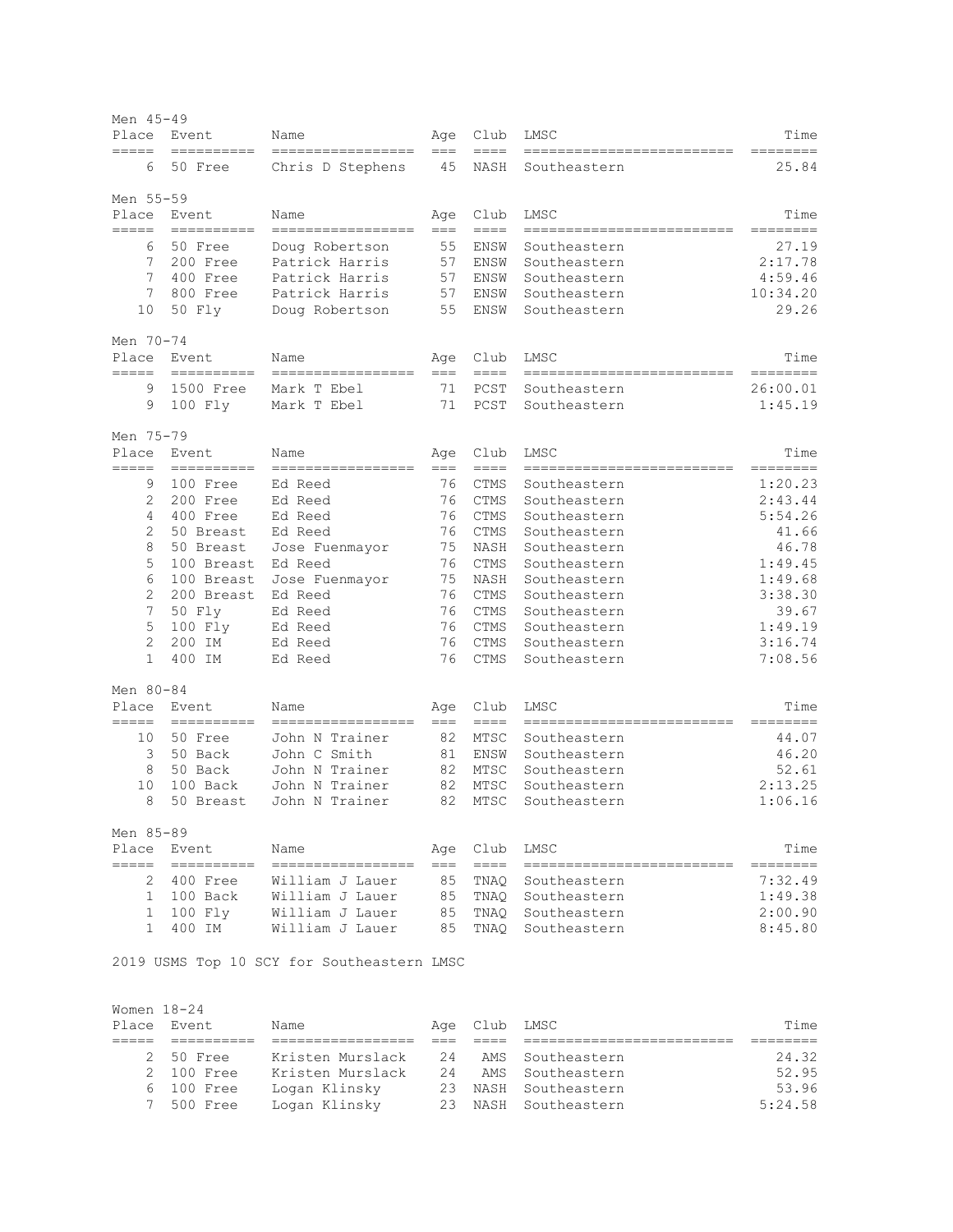Men 45-49

| Place | Event | Name | Age | Club | LMSC | Time |
|---|---|---|---|---|---|---|
| 6 | 50 Free | Chris D Stephens | 45 | NASH | Southeastern | 25.84 |

Men 55-59

| Place | Event | Name | Age | Club | LMSC | Time |
|---|---|---|---|---|---|---|
| 6 | 50 Free | Doug Robertson | 55 | ENSW | Southeastern | 27.19 |
| 7 | 200 Free | Patrick Harris | 57 | ENSW | Southeastern | 2:17.78 |
| 7 | 400 Free | Patrick Harris | 57 | ENSW | Southeastern | 4:59.46 |
| 7 | 800 Free | Patrick Harris | 57 | ENSW | Southeastern | 10:34.20 |
| 10 | 50 Fly | Doug Robertson | 55 | ENSW | Southeastern | 29.26 |

Men 70-74

| Place | Event | Name | Age | Club | LMSC | Time |
|---|---|---|---|---|---|---|
| 9 | 1500 Free | Mark T Ebel | 71 | PCST | Southeastern | 26:00.01 |
| 9 | 100 Fly | Mark T Ebel | 71 | PCST | Southeastern | 1:45.19 |

Men 75-79

| Place | Event | Name | Age | Club | LMSC | Time |
|---|---|---|---|---|---|---|
| 9 | 100 Free | Ed Reed | 76 | CTMS | Southeastern | 1:20.23 |
| 2 | 200 Free | Ed Reed | 76 | CTMS | Southeastern | 2:43.44 |
| 4 | 400 Free | Ed Reed | 76 | CTMS | Southeastern | 5:54.26 |
| 2 | 50 Breast | Ed Reed | 76 | CTMS | Southeastern | 41.66 |
| 8 | 50 Breast | Jose Fuenmayor | 75 | NASH | Southeastern | 46.78 |
| 5 | 100 Breast | Ed Reed | 76 | CTMS | Southeastern | 1:49.45 |
| 6 | 100 Breast | Jose Fuenmayor | 75 | NASH | Southeastern | 1:49.68 |
| 2 | 200 Breast | Ed Reed | 76 | CTMS | Southeastern | 3:38.30 |
| 7 | 50 Fly | Ed Reed | 76 | CTMS | Southeastern | 39.67 |
| 5 | 100 Fly | Ed Reed | 76 | CTMS | Southeastern | 1:49.19 |
| 2 | 200 IM | Ed Reed | 76 | CTMS | Southeastern | 3:16.74 |
| 1 | 400 IM | Ed Reed | 76 | CTMS | Southeastern | 7:08.56 |

Men 80-84

| Place | Event | Name | Age | Club | LMSC | Time |
|---|---|---|---|---|---|---|
| 10 | 50 Free | John N Trainer | 82 | MTSC | Southeastern | 44.07 |
| 3 | 50 Back | John C Smith | 81 | ENSW | Southeastern | 46.20 |
| 8 | 50 Back | John N Trainer | 82 | MTSC | Southeastern | 52.61 |
| 10 | 100 Back | John N Trainer | 82 | MTSC | Southeastern | 2:13.25 |
| 8 | 50 Breast | John N Trainer | 82 | MTSC | Southeastern | 1:06.16 |

Men 85-89

| Place | Event | Name | Age | Club | LMSC | Time |
|---|---|---|---|---|---|---|
| 2 | 400 Free | William J Lauer | 85 | TNAQ | Southeastern | 7:32.49 |
| 1 | 100 Back | William J Lauer | 85 | TNAQ | Southeastern | 1:49.38 |
| 1 | 100 Fly | William J Lauer | 85 | TNAQ | Southeastern | 2:00.90 |
| 1 | 400 IM | William J Lauer | 85 | TNAQ | Southeastern | 8:45.80 |

2019 USMS Top 10 SCY for Southeastern LMSC

Women 18-24

| Place | Event | Name | Age | Club | LMSC | Time |
|---|---|---|---|---|---|---|
| 2 | 50 Free | Kristen Murslack | 24 | AMS | Southeastern | 24.32 |
| 2 | 100 Free | Kristen Murslack | 24 | AMS | Southeastern | 52.95 |
| 6 | 100 Free | Logan Klinsky | 23 | NASH | Southeastern | 53.96 |
| 7 | 500 Free | Logan Klinsky | 23 | NASH | Southeastern | 5:24.58 |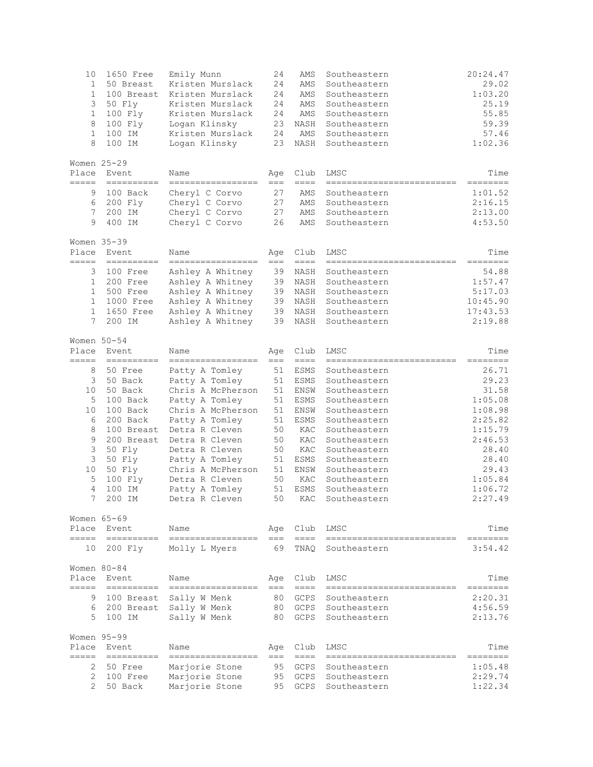| Place | Event | Name | Age | Club | LMSC | Time |
|---|---|---|---|---|---|---|
| 10 | 1650 Free | Emily Munn | 24 | AMS | Southeastern | 20:24.47 |
| 1 | 50 Breast | Kristen Murslack | 24 | AMS | Southeastern | 29.02 |
| 1 | 100 Breast | Kristen Murslack | 24 | AMS | Southeastern | 1:03.20 |
| 3 | 50 Fly | Kristen Murslack | 24 | AMS | Southeastern | 25.19 |
| 1 | 100 Fly | Kristen Murslack | 24 | AMS | Southeastern | 55.85 |
| 8 | 100 Fly | Logan Klinsky | 23 | NASH | Southeastern | 59.39 |
| 1 | 100 IM | Kristen Murslack | 24 | AMS | Southeastern | 57.46 |
| 8 | 100 IM | Logan Klinsky | 23 | NASH | Southeastern | 1:02.36 |

Women 25-29

| Place | Event | Name | Age | Club | LMSC | Time |
|---|---|---|---|---|---|---|
| 9 | 100 Back | Cheryl C Corvo | 27 | AMS | Southeastern | 1:01.52 |
| 6 | 200 Fly | Cheryl C Corvo | 27 | AMS | Southeastern | 2:16.15 |
| 7 | 200 IM | Cheryl C Corvo | 27 | AMS | Southeastern | 2:13.00 |
| 9 | 400 IM | Cheryl C Corvo | 26 | AMS | Southeastern | 4:53.50 |

Women 35-39

| Place | Event | Name | Age | Club | LMSC | Time |
|---|---|---|---|---|---|---|
| 3 | 100 Free | Ashley A Whitney | 39 | NASH | Southeastern | 54.88 |
| 1 | 200 Free | Ashley A Whitney | 39 | NASH | Southeastern | 1:57.47 |
| 1 | 500 Free | Ashley A Whitney | 39 | NASH | Southeastern | 5:17.03 |
| 1 | 1000 Free | Ashley A Whitney | 39 | NASH | Southeastern | 10:45.90 |
| 1 | 1650 Free | Ashley A Whitney | 39 | NASH | Southeastern | 17:43.53 |
| 7 | 200 IM | Ashley A Whitney | 39 | NASH | Southeastern | 2:19.88 |

Women 50-54

| Place | Event | Name | Age | Club | LMSC | Time |
|---|---|---|---|---|---|---|
| 8 | 50 Free | Patty A Tomley | 51 | ESMS | Southeastern | 26.71 |
| 3 | 50 Back | Patty A Tomley | 51 | ESMS | Southeastern | 29.23 |
| 10 | 50 Back | Chris A McPherson | 51 | ENSW | Southeastern | 31.58 |
| 5 | 100 Back | Patty A Tomley | 51 | ESMS | Southeastern | 1:05.08 |
| 10 | 100 Back | Chris A McPherson | 51 | ENSW | Southeastern | 1:08.98 |
| 6 | 200 Back | Patty A Tomley | 51 | ESMS | Southeastern | 2:25.82 |
| 8 | 100 Breast | Detra R Cleven | 50 | KAC | Southeastern | 1:15.79 |
| 9 | 200 Breast | Detra R Cleven | 50 | KAC | Southeastern | 2:46.53 |
| 3 | 50 Fly | Detra R Cleven | 50 | KAC | Southeastern | 28.40 |
| 3 | 50 Fly | Patty A Tomley | 51 | ESMS | Southeastern | 28.40 |
| 10 | 50 Fly | Chris A McPherson | 51 | ENSW | Southeastern | 29.43 |
| 5 | 100 Fly | Detra R Cleven | 50 | KAC | Southeastern | 1:05.84 |
| 4 | 100 IM | Patty A Tomley | 51 | ESMS | Southeastern | 1:06.72 |
| 7 | 200 IM | Detra R Cleven | 50 | KAC | Southeastern | 2:27.49 |

Women 65-69

| Place | Event | Name | Age | Club | LMSC | Time |
|---|---|---|---|---|---|---|
| 10 | 200 Fly | Molly L Myers | 69 | TNAQ | Southeastern | 3:54.42 |

Women 80-84

| Place | Event | Name | Age | Club | LMSC | Time |
|---|---|---|---|---|---|---|
| 9 | 100 Breast | Sally W Menk | 80 | GCPS | Southeastern | 2:20.31 |
| 6 | 200 Breast | Sally W Menk | 80 | GCPS | Southeastern | 4:56.59 |
| 5 | 100 IM | Sally W Menk | 80 | GCPS | Southeastern | 2:13.76 |

Women 95-99

| Place | Event | Name | Age | Club | LMSC | Time |
|---|---|---|---|---|---|---|
| 2 | 50 Free | Marjorie Stone | 95 | GCPS | Southeastern | 1:05.48 |
| 2 | 100 Free | Marjorie Stone | 95 | GCPS | Southeastern | 2:29.74 |
| 2 | 50 Back | Marjorie Stone | 95 | GCPS | Southeastern | 1:22.34 |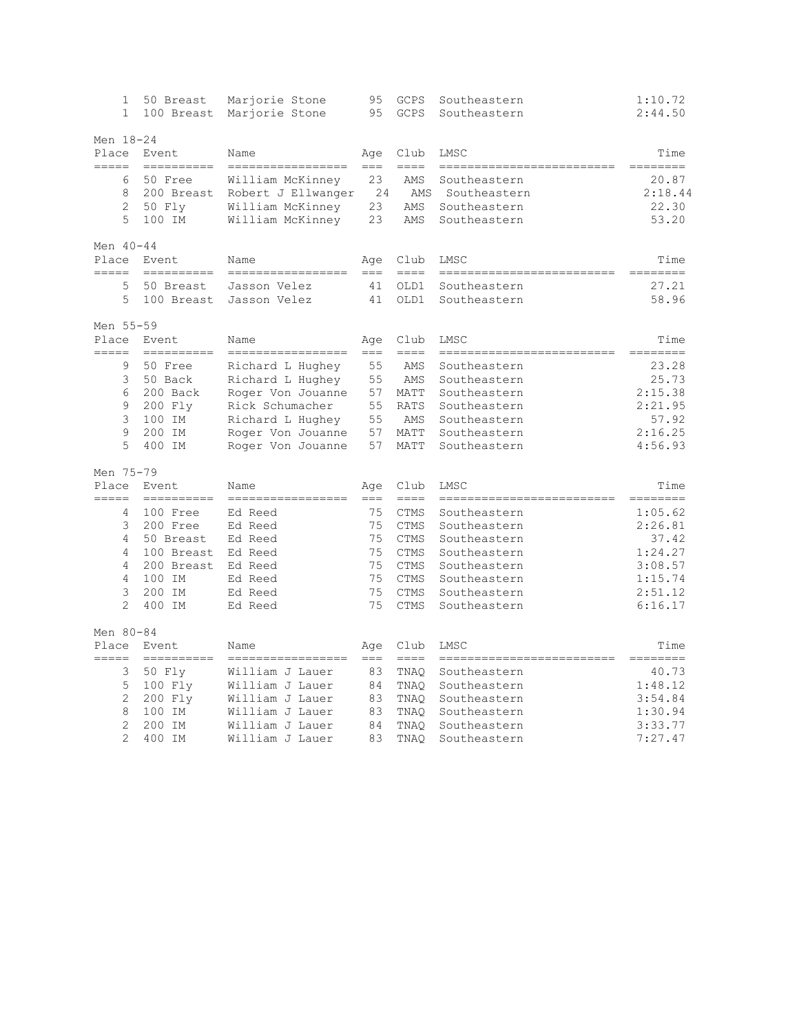| Place | Event | Name | Age | Club | LMSC | Time |
|---|---|---|---|---|---|---|
| 1 | 50 Breast | Marjorie Stone | 95 | GCPS | Southeastern | 1:10.72 |
| 1 | 100 Breast | Marjorie Stone | 95 | GCPS | Southeastern | 2:44.50 |

Men 18-24

| Place | Event | Name | Age | Club | LMSC | Time |
|---|---|---|---|---|---|---|
| 6 | 50 Free | William McKinney | 23 | AMS | Southeastern | 20.87 |
| 8 | 200 Breast | Robert J Ellwanger | 24 | AMS | Southeastern | 2:18.44 |
| 2 | 50 Fly | William McKinney | 23 | AMS | Southeastern | 22.30 |
| 5 | 100 IM | William McKinney | 23 | AMS | Southeastern | 53.20 |

Men 40-44

| Place | Event | Name | Age | Club | LMSC | Time |
|---|---|---|---|---|---|---|
| 5 | 50 Breast | Jasson Velez | 41 | OLD1 | Southeastern | 27.21 |
| 5 | 100 Breast | Jasson Velez | 41 | OLD1 | Southeastern | 58.96 |

Men 55-59

| Place | Event | Name | Age | Club | LMSC | Time |
|---|---|---|---|---|---|---|
| 9 | 50 Free | Richard L Hughey | 55 | AMS | Southeastern | 23.28 |
| 3 | 50 Back | Richard L Hughey | 55 | AMS | Southeastern | 25.73 |
| 6 | 200 Back | Roger Von Jouanne | 57 | MATT | Southeastern | 2:15.38 |
| 9 | 200 Fly | Rick Schumacher | 55 | RATS | Southeastern | 2:21.95 |
| 3 | 100 IM | Richard L Hughey | 55 | AMS | Southeastern | 57.92 |
| 9 | 200 IM | Roger Von Jouanne | 57 | MATT | Southeastern | 2:16.25 |
| 5 | 400 IM | Roger Von Jouanne | 57 | MATT | Southeastern | 4:56.93 |

Men 75-79

| Place | Event | Name | Age | Club | LMSC | Time |
|---|---|---|---|---|---|---|
| 4 | 100 Free | Ed Reed | 75 | CTMS | Southeastern | 1:05.62 |
| 3 | 200 Free | Ed Reed | 75 | CTMS | Southeastern | 2:26.81 |
| 4 | 50 Breast | Ed Reed | 75 | CTMS | Southeastern | 37.42 |
| 4 | 100 Breast | Ed Reed | 75 | CTMS | Southeastern | 1:24.27 |
| 4 | 200 Breast | Ed Reed | 75 | CTMS | Southeastern | 3:08.57 |
| 4 | 100 IM | Ed Reed | 75 | CTMS | Southeastern | 1:15.74 |
| 3 | 200 IM | Ed Reed | 75 | CTMS | Southeastern | 2:51.12 |
| 2 | 400 IM | Ed Reed | 75 | CTMS | Southeastern | 6:16.17 |

Men 80-84

| Place | Event | Name | Age | Club | LMSC | Time |
|---|---|---|---|---|---|---|
| 3 | 50 Fly | William J Lauer | 83 | TNAQ | Southeastern | 40.73 |
| 5 | 100 Fly | William J Lauer | 84 | TNAQ | Southeastern | 1:48.12 |
| 2 | 200 Fly | William J Lauer | 83 | TNAQ | Southeastern | 3:54.84 |
| 8 | 100 IM | William J Lauer | 83 | TNAQ | Southeastern | 1:30.94 |
| 2 | 200 IM | William J Lauer | 84 | TNAQ | Southeastern | 3:33.77 |
| 2 | 400 IM | William J Lauer | 83 | TNAQ | Southeastern | 7:27.47 |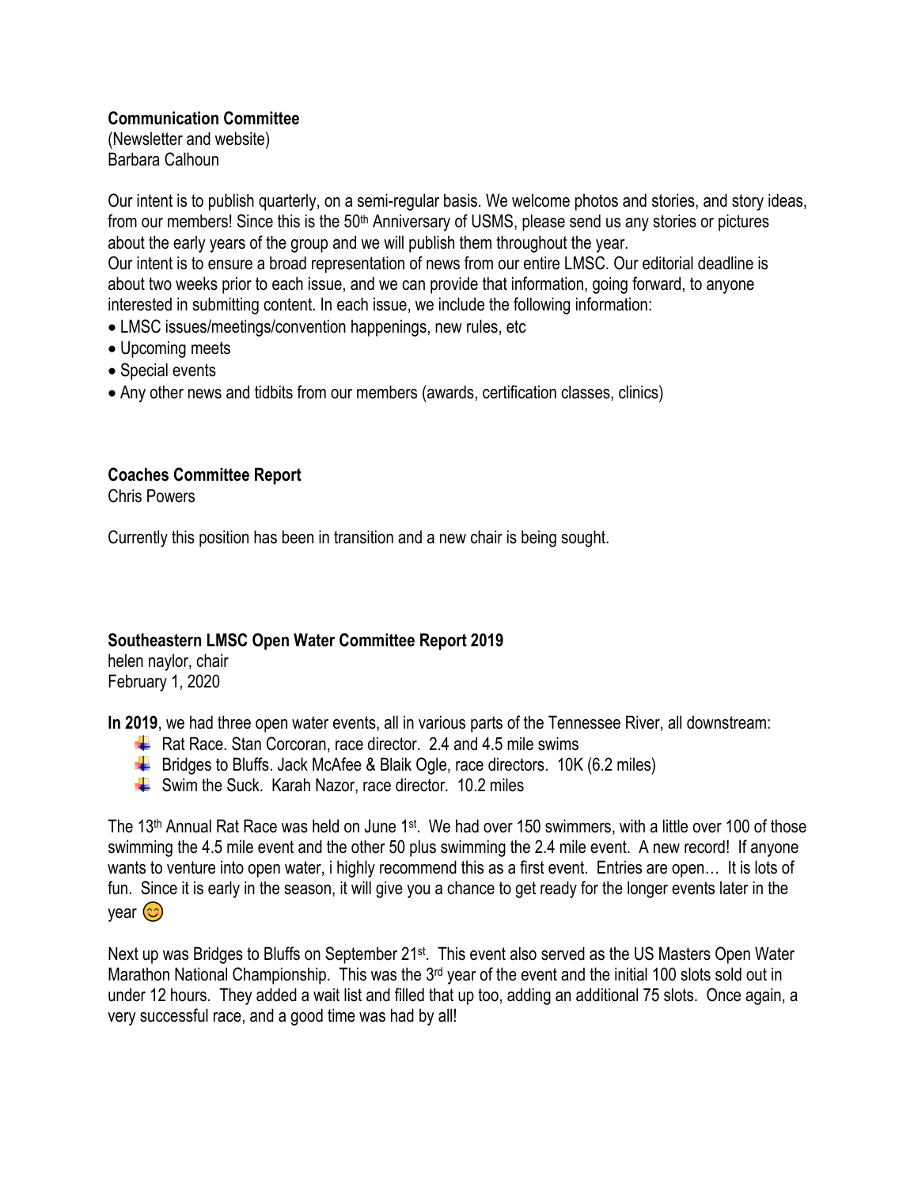**Communication Committee**
(Newsletter and website)
Barbara Calhoun

Our intent is to publish quarterly, on a semi-regular basis. We welcome photos and stories, and story ideas, from our members! Since this is the 50th Anniversary of USMS, please send us any stories or pictures about the early years of the group and we will publish them throughout the year.
Our intent is to ensure a broad representation of news from our entire LMSC. Our editorial deadline is about two weeks prior to each issue, and we can provide that information, going forward, to anyone interested in submitting content. In each issue, we include the following information:

- LMSC issues/meetings/convention happenings, new rules, etc
- Upcoming meets
- Special events
- Any other news and tidbits from our members (awards, certification classes, clinics)

**Coaches Committee Report**
Chris Powers

Currently this position has been in transition and a new chair is being sought.

**Southeastern LMSC Open Water Committee Report 2019**
helen naylor, chair
February 1, 2020

**In 2019**, we had three open water events, all in various parts of the Tennessee River, all downstream:

- Rat Race. Stan Corcoran, race director. 2.4 and 4.5 mile swims
- Bridges to Bluffs. Jack McAfee & Blaik Ogle, race directors. 10K (6.2 miles)
- Swim the Suck. Karah Nazor, race director. 10.2 miles

The 13th Annual Rat Race was held on June 1st. We had over 150 swimmers, with a little over 100 of those swimming the 4.5 mile event and the other 50 plus swimming the 2.4 mile event. A new record! If anyone wants to venture into open water, i highly recommend this as a first event. Entries are open… It is lots of fun. Since it is early in the season, it will give you a chance to get ready for the longer events later in the year 😊

Next up was Bridges to Bluffs on September 21st. This event also served as the US Masters Open Water Marathon National Championship. This was the 3rd year of the event and the initial 100 slots sold out in under 12 hours. They added a wait list and filled that up too, adding an additional 75 slots. Once again, a very successful race, and a good time was had by all!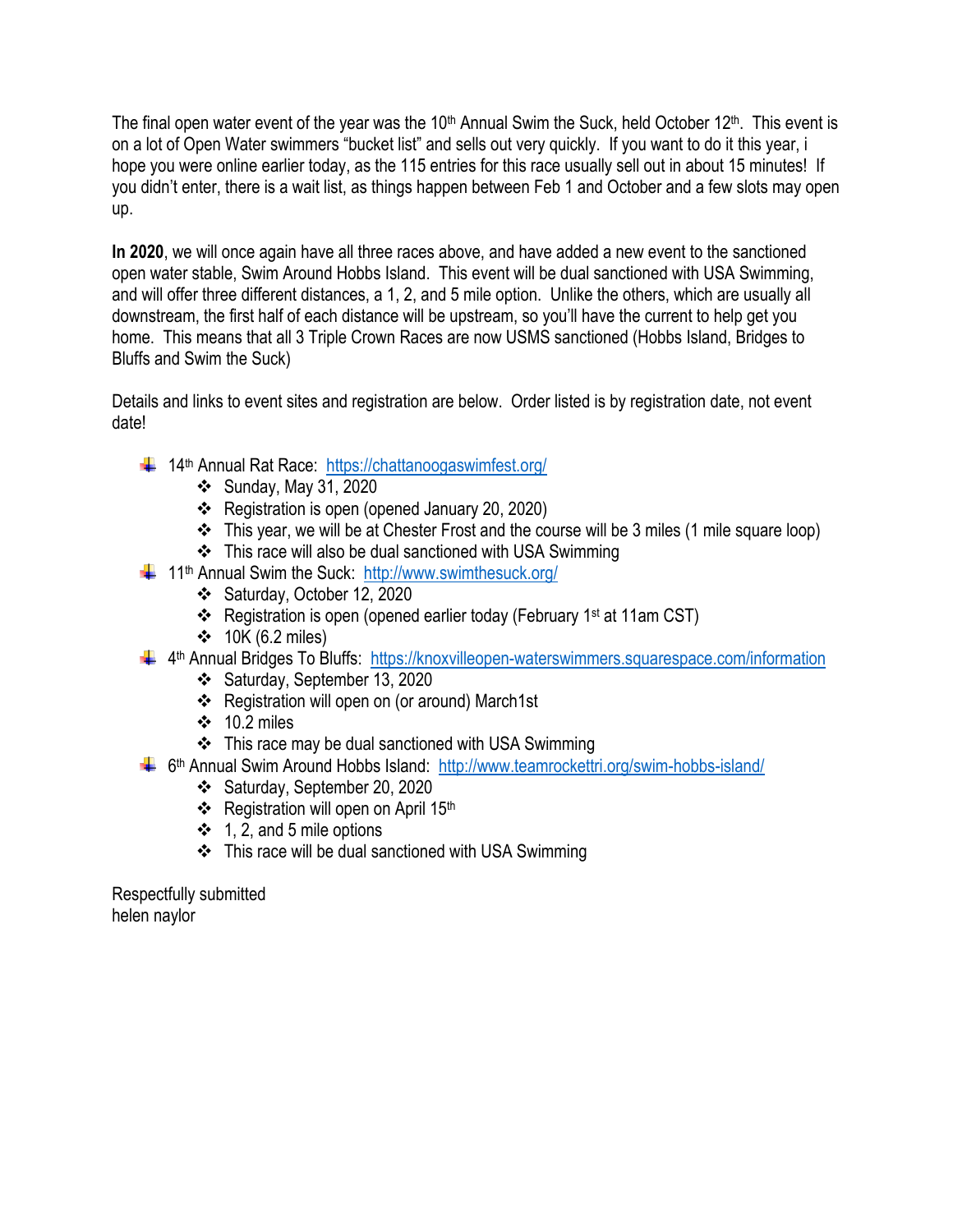The final open water event of the year was the 10th Annual Swim the Suck, held October 12th. This event is on a lot of Open Water swimmers "bucket list" and sells out very quickly. If you want to do it this year, i hope you were online earlier today, as the 115 entries for this race usually sell out in about 15 minutes! If you didn't enter, there is a wait list, as things happen between Feb 1 and October and a few slots may open up.

**In 2020**, we will once again have all three races above, and have added a new event to the sanctioned open water stable, Swim Around Hobbs Island. This event will be dual sanctioned with USA Swimming, and will offer three different distances, a 1, 2, and 5 mile option. Unlike the others, which are usually all downstream, the first half of each distance will be upstream, so you'll have the current to help get you home. This means that all 3 Triple Crown Races are now USMS sanctioned (Hobbs Island, Bridges to Bluffs and Swim the Suck)

Details and links to event sites and registration are below. Order listed is by registration date, not event date!

- 14th Annual Rat Race: https://chattanoogaswimfest.org/
    - Sunday, May 31, 2020
    - Registration is open (opened January 20, 2020)
    - This year, we will be at Chester Frost and the course will be 3 miles (1 mile square loop)
    - This race will also be dual sanctioned with USA Swimming
- 11th Annual Swim the Suck: http://www.swimthesuck.org/
    - Saturday, October 12, 2020
    - Registration is open (opened earlier today (February 1st at 11am CST)
    - 10K (6.2 miles)
- 4th Annual Bridges To Bluffs: https://knoxvilleopen-waterswimmers.squarespace.com/information
    - Saturday, September 13, 2020
    - Registration will open on (or around) March1st
    - 10.2 miles
    - This race may be dual sanctioned with USA Swimming
- 6th Annual Swim Around Hobbs Island: http://www.teamrockettri.org/swim-hobbs-island/
    - Saturday, September 20, 2020
    - Registration will open on April 15th
    - 1, 2, and 5 mile options
    - This race will be dual sanctioned with USA Swimming

Respectfully submitted
helen naylor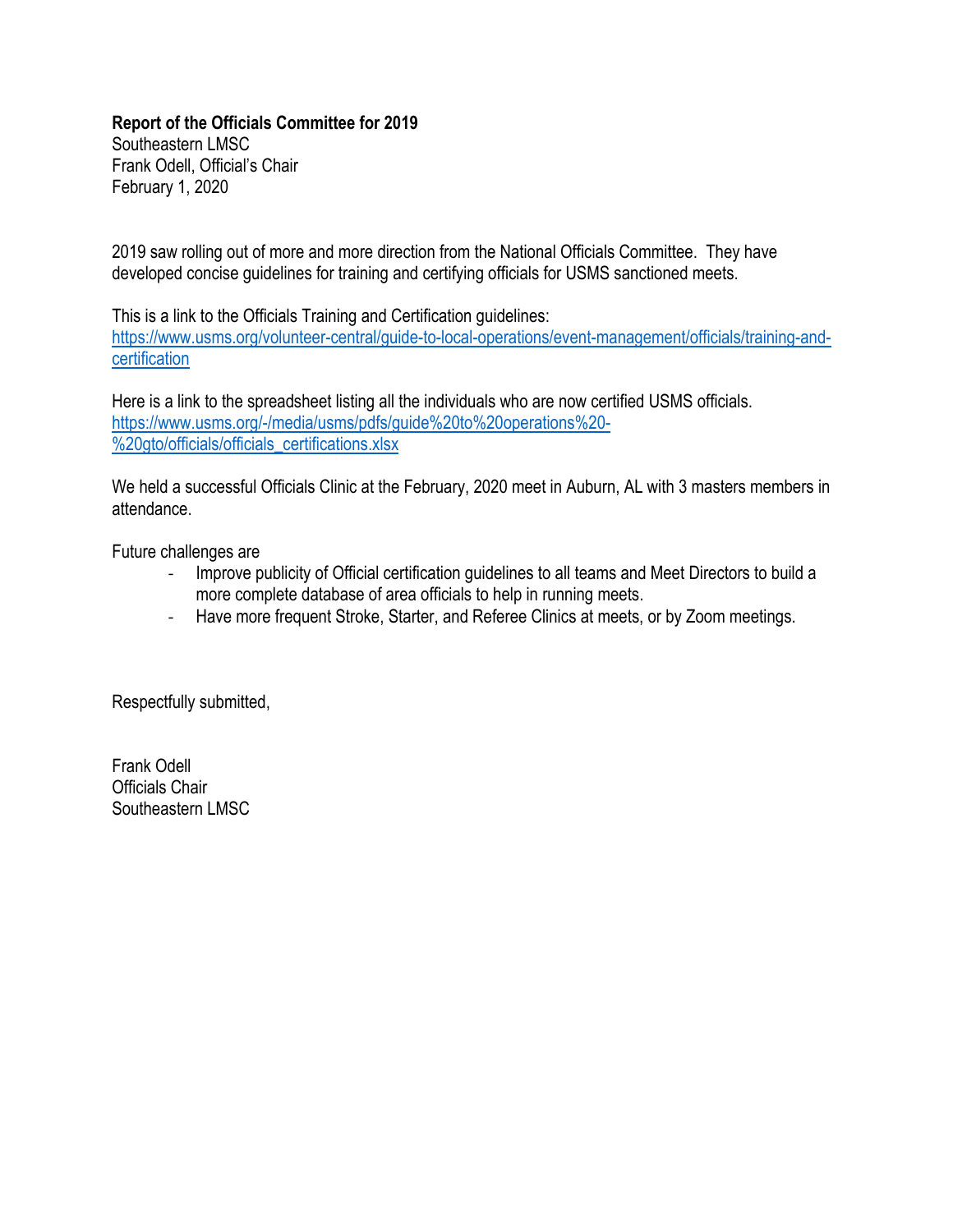**Report of the Officials Committee for 2019**
Southeastern LMSC
Frank Odell, Official's Chair
February 1, 2020

2019 saw rolling out of more and more direction from the National Officials Committee. They have developed concise guidelines for training and certifying officials for USMS sanctioned meets.

This is a link to the Officials Training and Certification guidelines:
https://www.usms.org/volunteer-central/guide-to-local-operations/event-management/officials/training-and-certification

Here is a link to the spreadsheet listing all the individuals who are now certified USMS officials.
https://www.usms.org/-/media/usms/pdfs/guide%20to%20operations%20-%20gto/officials/officials_certifications.xlsx

We held a successful Officials Clinic at the February, 2020 meet in Auburn, AL with 3 masters members in attendance.

Future challenges are

- Improve publicity of Official certification guidelines to all teams and Meet Directors to build a more complete database of area officials to help in running meets.
- Have more frequent Stroke, Starter, and Referee Clinics at meets, or by Zoom meetings.

Respectfully submitted,

Frank Odell
Officials Chair
Southeastern LMSC